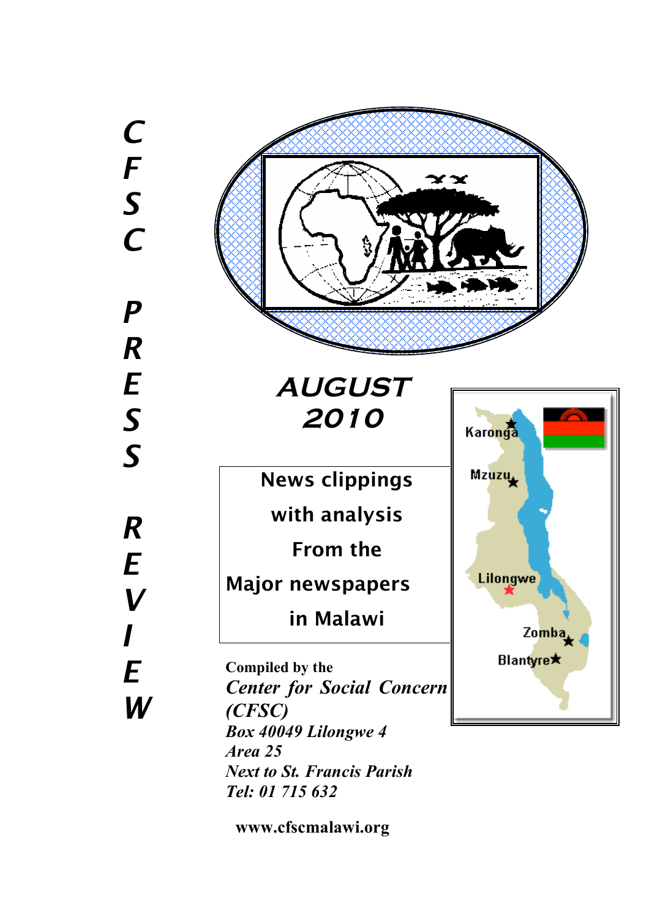# CFSC PRESS REVIEW

## AUGUST 2010

**News clippings with analysis From the Major newspapers in Malawi**

**Compiled by the**
***Center for Social Concern (CFSC)***
*Box 40049 Lilongwe 4*
*Area 25*
*Next to St. Francis Parish*
*Tel: 01 715 632*

**www.cfscmalawi.org**

Karonga
Mzuzu
Lilongwe
Zomba
Blantyre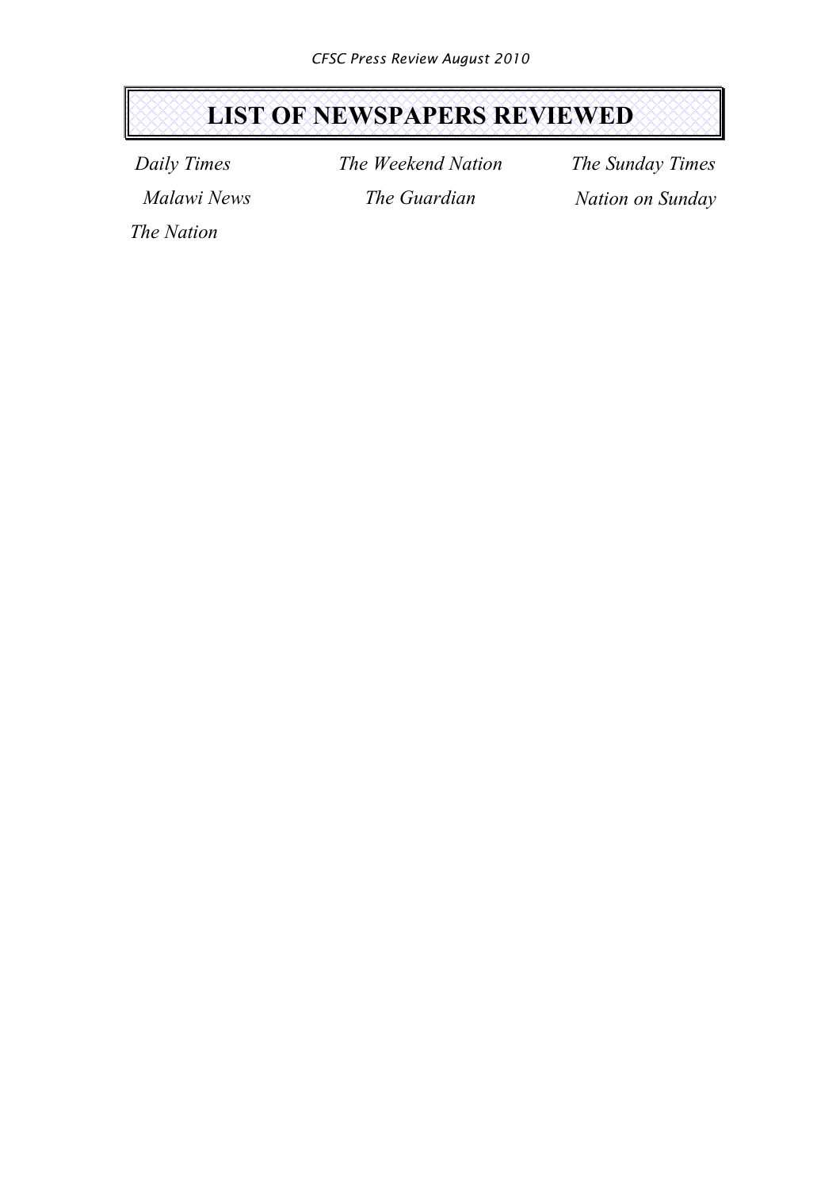# LIST OF NEWSPAPERS REVIEWED

*Daily Times*

*Malawi News*

*The Nation*

*The Weekend Nation*

*The Guardian*

*The Sunday Times*

*Nation on Sunday*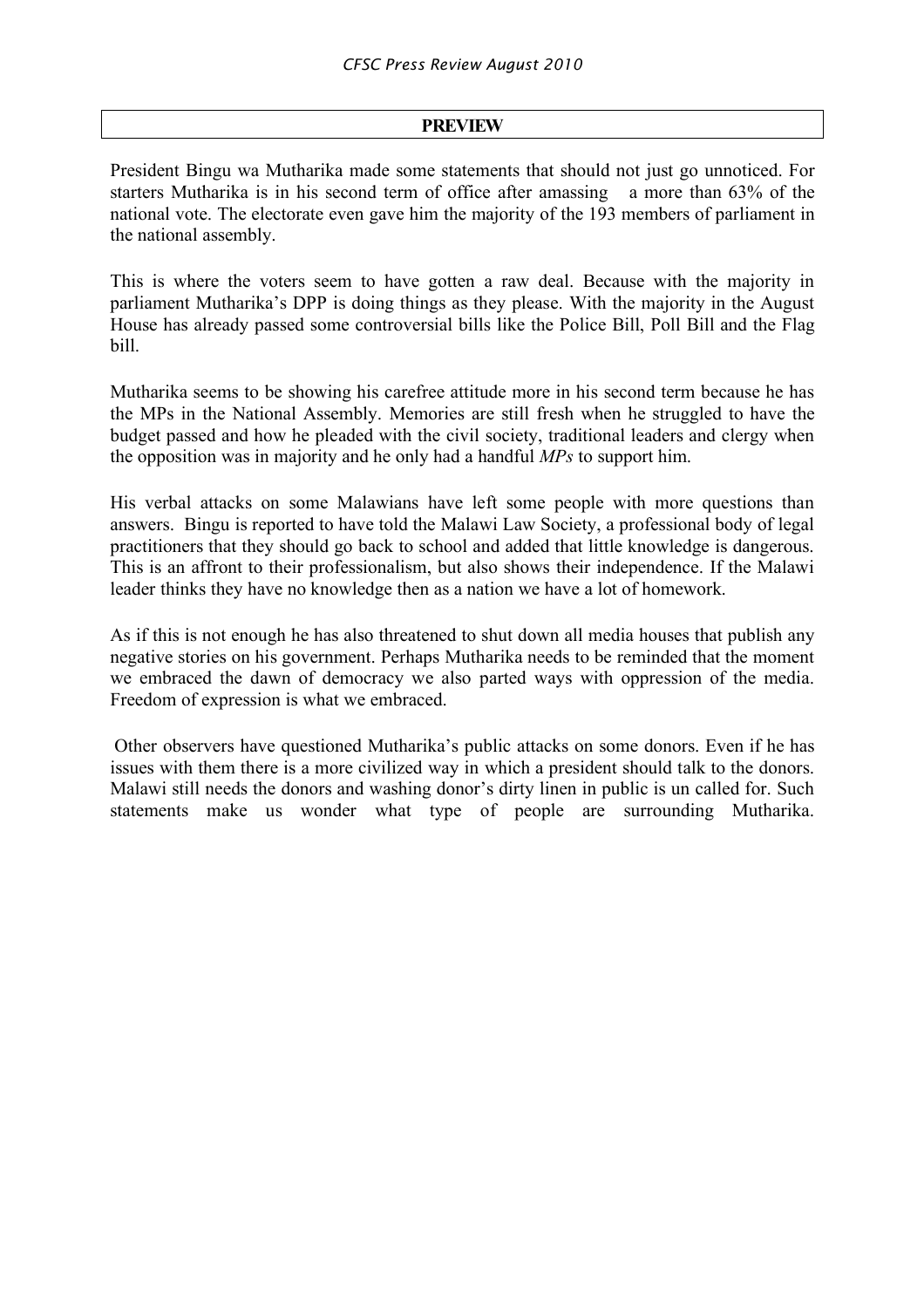## PREVIEW

President Bingu wa Mutharika made some statements that should not just go unnoticed. For starters Mutharika is in his second term of office after amassing a more than 63% of the national vote. The electorate even gave him the majority of the 193 members of parliament in the national assembly.

This is where the voters seem to have gotten a raw deal. Because with the majority in parliament Mutharika's DPP is doing things as they please. With the majority in the August House has already passed some controversial bills like the Police Bill, Poll Bill and the Flag bill.

Mutharika seems to be showing his carefree attitude more in his second term because he has the MPs in the National Assembly. Memories are still fresh when he struggled to have the budget passed and how he pleaded with the civil society, traditional leaders and clergy when the opposition was in majority and he only had a handful *MPs* to support him.

His verbal attacks on some Malawians have left some people with more questions than answers. Bingu is reported to have told the Malawi Law Society, a professional body of legal practitioners that they should go back to school and added that little knowledge is dangerous. This is an affront to their professionalism, but also shows their independence. If the Malawi leader thinks they have no knowledge then as a nation we have a lot of homework.

As if this is not enough he has also threatened to shut down all media houses that publish any negative stories on his government. Perhaps Mutharika needs to be reminded that the moment we embraced the dawn of democracy we also parted ways with oppression of the media. Freedom of expression is what we embraced.

Other observers have questioned Mutharika's public attacks on some donors. Even if he has issues with them there is a more civilized way in which a president should talk to the donors. Malawi still needs the donors and washing donor's dirty linen in public is un called for. Such statements make us wonder what type of people are surrounding Mutharika.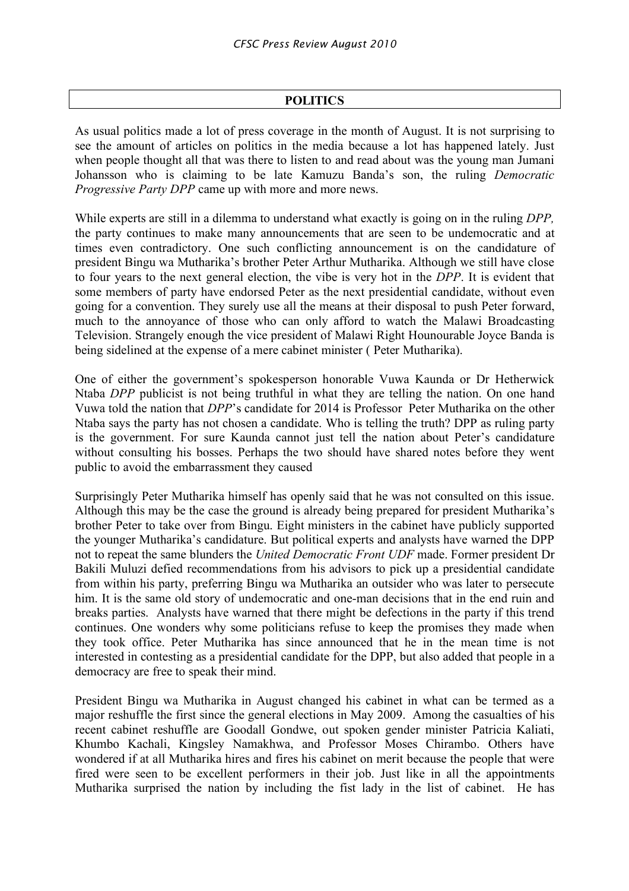## POLITICS

As usual politics made a lot of press coverage in the month of August. It is not surprising to see the amount of articles on politics in the media because a lot has happened lately. Just when people thought all that was there to listen to and read about was the young man Jumani Johansson who is claiming to be late Kamuzu Banda's son, the ruling *Democratic Progressive Party DPP* came up with more and more news.

While experts are still in a dilemma to understand what exactly is going on in the ruling *DPP,* the party continues to make many announcements that are seen to be undemocratic and at times even contradictory. One such conflicting announcement is on the candidature of president Bingu wa Mutharika's brother Peter Arthur Mutharika. Although we still have close to four years to the next general election, the vibe is very hot in the *DPP*. It is evident that some members of party have endorsed Peter as the next presidential candidate, without even going for a convention. They surely use all the means at their disposal to push Peter forward, much to the annoyance of those who can only afford to watch the Malawi Broadcasting Television. Strangely enough the vice president of Malawi Right Hounourable Joyce Banda is being sidelined at the expense of a mere cabinet minister ( Peter Mutharika).

One of either the government's spokesperson honorable Vuwa Kaunda or Dr Hetherwick Ntaba *DPP* publicist is not being truthful in what they are telling the nation. On one hand Vuwa told the nation that *DPP*'s candidate for 2014 is Professor Peter Mutharika on the other Ntaba says the party has not chosen a candidate. Who is telling the truth? DPP as ruling party is the government. For sure Kaunda cannot just tell the nation about Peter's candidature without consulting his bosses. Perhaps the two should have shared notes before they went public to avoid the embarrassment they caused

Surprisingly Peter Mutharika himself has openly said that he was not consulted on this issue. Although this may be the case the ground is already being prepared for president Mutharika's brother Peter to take over from Bingu. Eight ministers in the cabinet have publicly supported the younger Mutharika's candidature. But political experts and analysts have warned the DPP not to repeat the same blunders the *United Democratic Front UDF* made. Former president Dr Bakili Muluzi defied recommendations from his advisors to pick up a presidential candidate from within his party, preferring Bingu wa Mutharika an outsider who was later to persecute him. It is the same old story of undemocratic and one-man decisions that in the end ruin and breaks parties. Analysts have warned that there might be defections in the party if this trend continues. One wonders why some politicians refuse to keep the promises they made when they took office. Peter Mutharika has since announced that he in the mean time is not interested in contesting as a presidential candidate for the DPP, but also added that people in a democracy are free to speak their mind.

President Bingu wa Mutharika in August changed his cabinet in what can be termed as a major reshuffle the first since the general elections in May 2009. Among the casualties of his recent cabinet reshuffle are Goodall Gondwe, out spoken gender minister Patricia Kaliati, Khumbo Kachali, Kingsley Namakhwa, and Professor Moses Chirambo. Others have wondered if at all Mutharika hires and fires his cabinet on merit because the people that were fired were seen to be excellent performers in their job. Just like in all the appointments Mutharika surprised the nation by including the fist lady in the list of cabinet. He has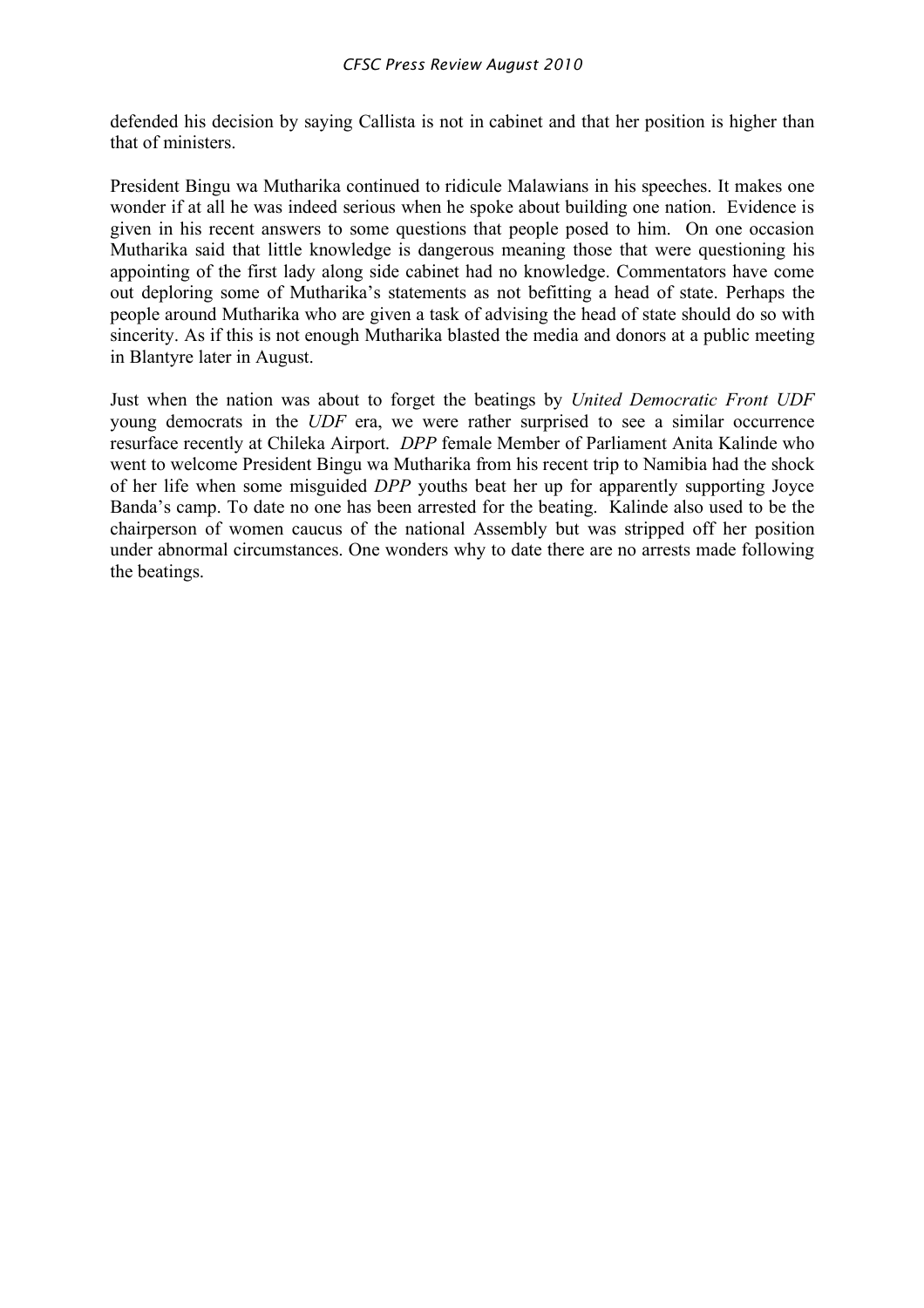defended his decision by saying Callista is not in cabinet and that her position is higher than that of ministers.

President Bingu wa Mutharika continued to ridicule Malawians in his speeches. It makes one wonder if at all he was indeed serious when he spoke about building one nation. Evidence is given in his recent answers to some questions that people posed to him. On one occasion Mutharika said that little knowledge is dangerous meaning those that were questioning his appointing of the first lady along side cabinet had no knowledge. Commentators have come out deploring some of Mutharika's statements as not befitting a head of state. Perhaps the people around Mutharika who are given a task of advising the head of state should do so with sincerity. As if this is not enough Mutharika blasted the media and donors at a public meeting in Blantyre later in August.

Just when the nation was about to forget the beatings by *United Democratic Front UDF* young democrats in the *UDF* era, we were rather surprised to see a similar occurrence resurface recently at Chileka Airport. *DPP* female Member of Parliament Anita Kalinde who went to welcome President Bingu wa Mutharika from his recent trip to Namibia had the shock of her life when some misguided *DPP* youths beat her up for apparently supporting Joyce Banda's camp. To date no one has been arrested for the beating. Kalinde also used to be the chairperson of women caucus of the national Assembly but was stripped off her position under abnormal circumstances. One wonders why to date there are no arrests made following the beatings.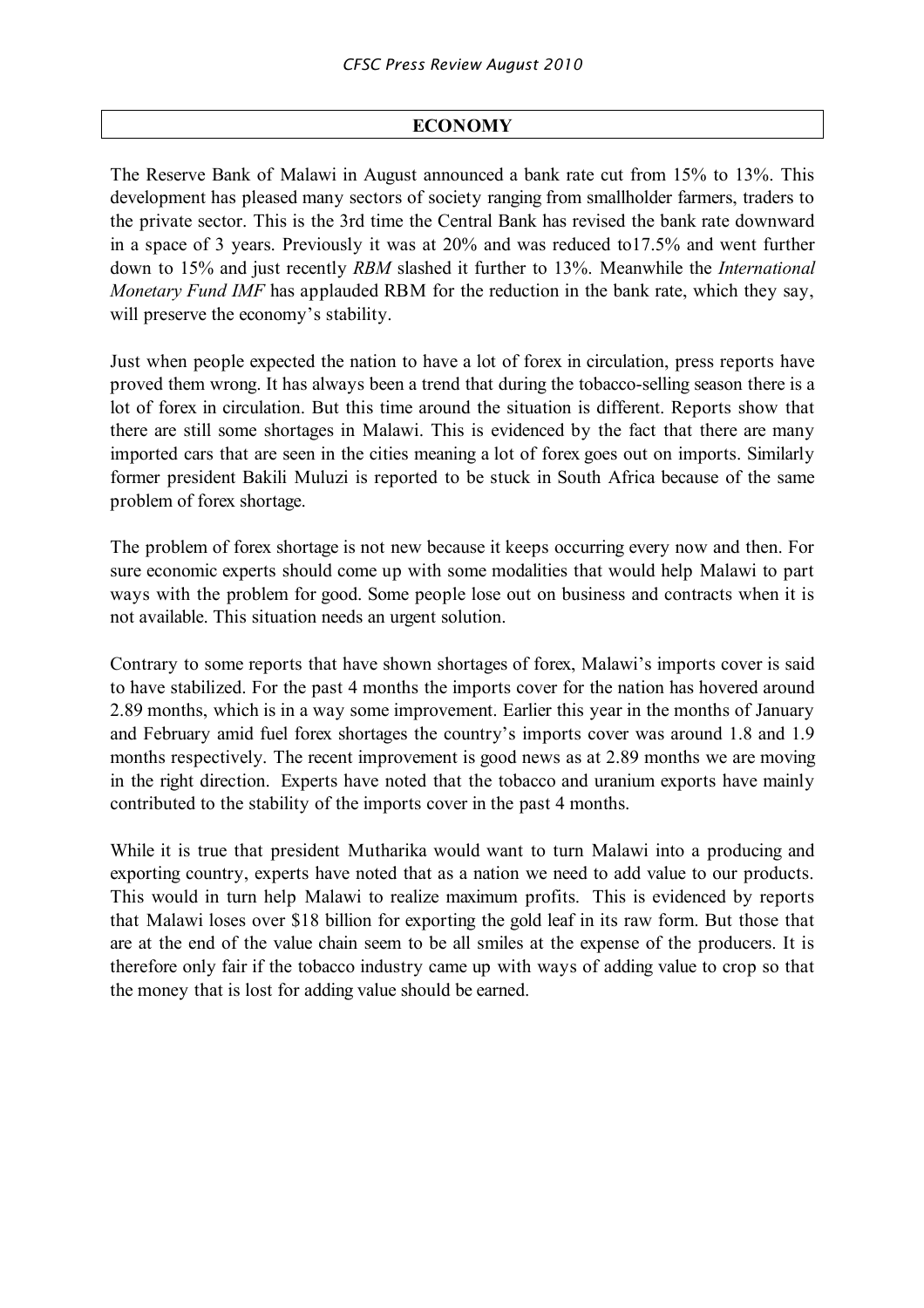## ECONOMY

The Reserve Bank of Malawi in August announced a bank rate cut from 15% to 13%. This development has pleased many sectors of society ranging from smallholder farmers, traders to the private sector. This is the 3rd time the Central Bank has revised the bank rate downward in a space of 3 years. Previously it was at 20% and was reduced to17.5% and went further down to 15% and just recently *RBM* slashed it further to 13%. Meanwhile the *International Monetary Fund IMF* has applauded RBM for the reduction in the bank rate, which they say, will preserve the economy's stability.

Just when people expected the nation to have a lot of forex in circulation, press reports have proved them wrong. It has always been a trend that during the tobacco-selling season there is a lot of forex in circulation. But this time around the situation is different. Reports show that there are still some shortages in Malawi. This is evidenced by the fact that there are many imported cars that are seen in the cities meaning a lot of forex goes out on imports. Similarly former president Bakili Muluzi is reported to be stuck in South Africa because of the same problem of forex shortage.

The problem of forex shortage is not new because it keeps occurring every now and then. For sure economic experts should come up with some modalities that would help Malawi to part ways with the problem for good. Some people lose out on business and contracts when it is not available. This situation needs an urgent solution.

Contrary to some reports that have shown shortages of forex, Malawi's imports cover is said to have stabilized. For the past 4 months the imports cover for the nation has hovered around 2.89 months, which is in a way some improvement. Earlier this year in the months of January and February amid fuel forex shortages the country's imports cover was around 1.8 and 1.9 months respectively. The recent improvement is good news as at 2.89 months we are moving in the right direction. Experts have noted that the tobacco and uranium exports have mainly contributed to the stability of the imports cover in the past 4 months.

While it is true that president Mutharika would want to turn Malawi into a producing and exporting country, experts have noted that as a nation we need to add value to our products. This would in turn help Malawi to realize maximum profits. This is evidenced by reports that Malawi loses over $18 billion for exporting the gold leaf in its raw form. But those that are at the end of the value chain seem to be all smiles at the expense of the producers. It is therefore only fair if the tobacco industry came up with ways of adding value to crop so that the money that is lost for adding value should be earned.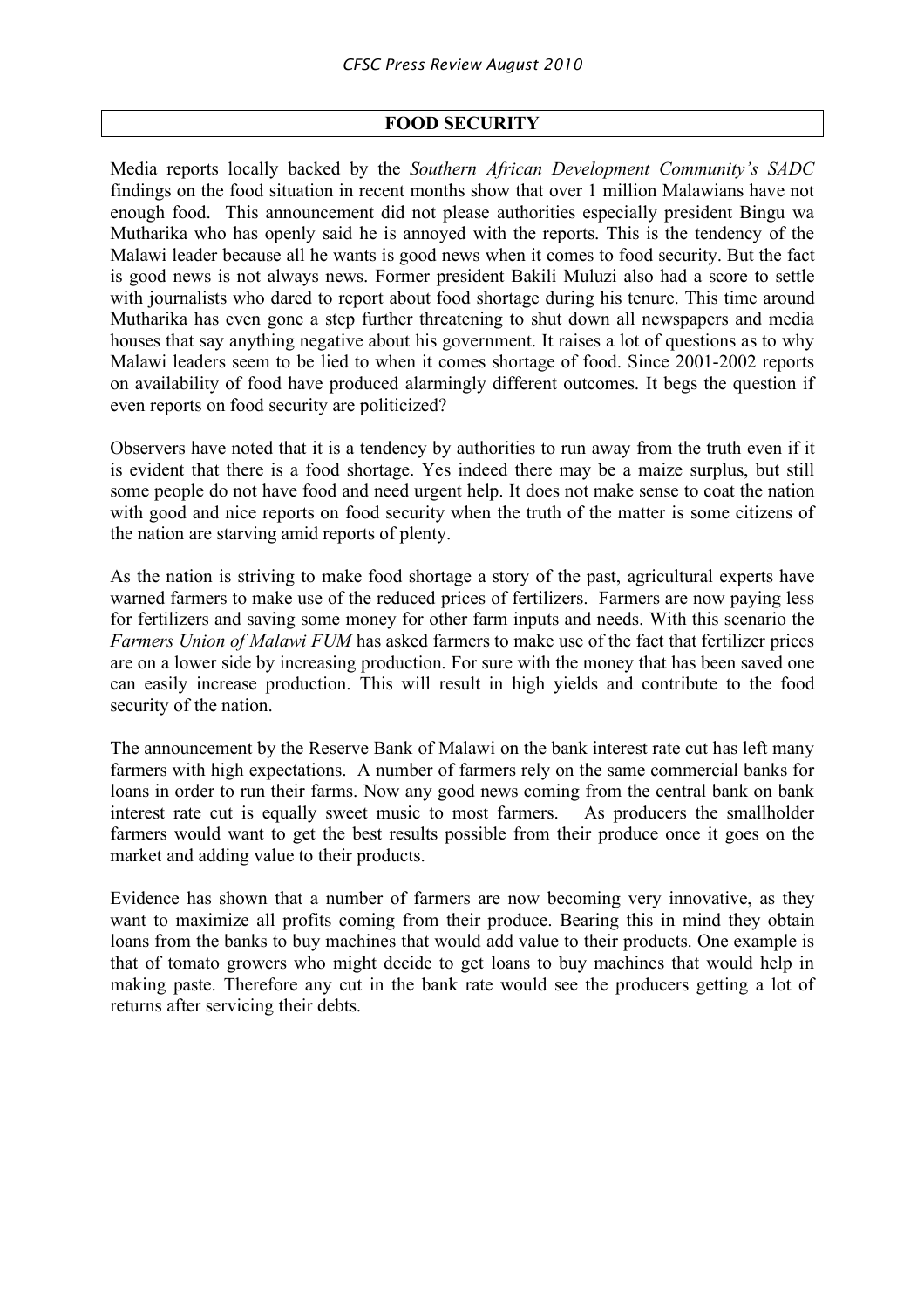## FOOD SECURITY

Media reports locally backed by the *Southern African Development Community's SADC* findings on the food situation in recent months show that over 1 million Malawians have not enough food. This announcement did not please authorities especially president Bingu wa Mutharika who has openly said he is annoyed with the reports. This is the tendency of the Malawi leader because all he wants is good news when it comes to food security. But the fact is good news is not always news. Former president Bakili Muluzi also had a score to settle with journalists who dared to report about food shortage during his tenure. This time around Mutharika has even gone a step further threatening to shut down all newspapers and media houses that say anything negative about his government. It raises a lot of questions as to why Malawi leaders seem to be lied to when it comes shortage of food. Since 2001-2002 reports on availability of food have produced alarmingly different outcomes. It begs the question if even reports on food security are politicized?

Observers have noted that it is a tendency by authorities to run away from the truth even if it is evident that there is a food shortage. Yes indeed there may be a maize surplus, but still some people do not have food and need urgent help. It does not make sense to coat the nation with good and nice reports on food security when the truth of the matter is some citizens of the nation are starving amid reports of plenty.

As the nation is striving to make food shortage a story of the past, agricultural experts have warned farmers to make use of the reduced prices of fertilizers. Farmers are now paying less for fertilizers and saving some money for other farm inputs and needs. With this scenario the *Farmers Union of Malawi FUM* has asked farmers to make use of the fact that fertilizer prices are on a lower side by increasing production. For sure with the money that has been saved one can easily increase production. This will result in high yields and contribute to the food security of the nation.

The announcement by the Reserve Bank of Malawi on the bank interest rate cut has left many farmers with high expectations. A number of farmers rely on the same commercial banks for loans in order to run their farms. Now any good news coming from the central bank on bank interest rate cut is equally sweet music to most farmers. As producers the smallholder farmers would want to get the best results possible from their produce once it goes on the market and adding value to their products.

Evidence has shown that a number of farmers are now becoming very innovative, as they want to maximize all profits coming from their produce. Bearing this in mind they obtain loans from the banks to buy machines that would add value to their products. One example is that of tomato growers who might decide to get loans to buy machines that would help in making paste. Therefore any cut in the bank rate would see the producers getting a lot of returns after servicing their debts.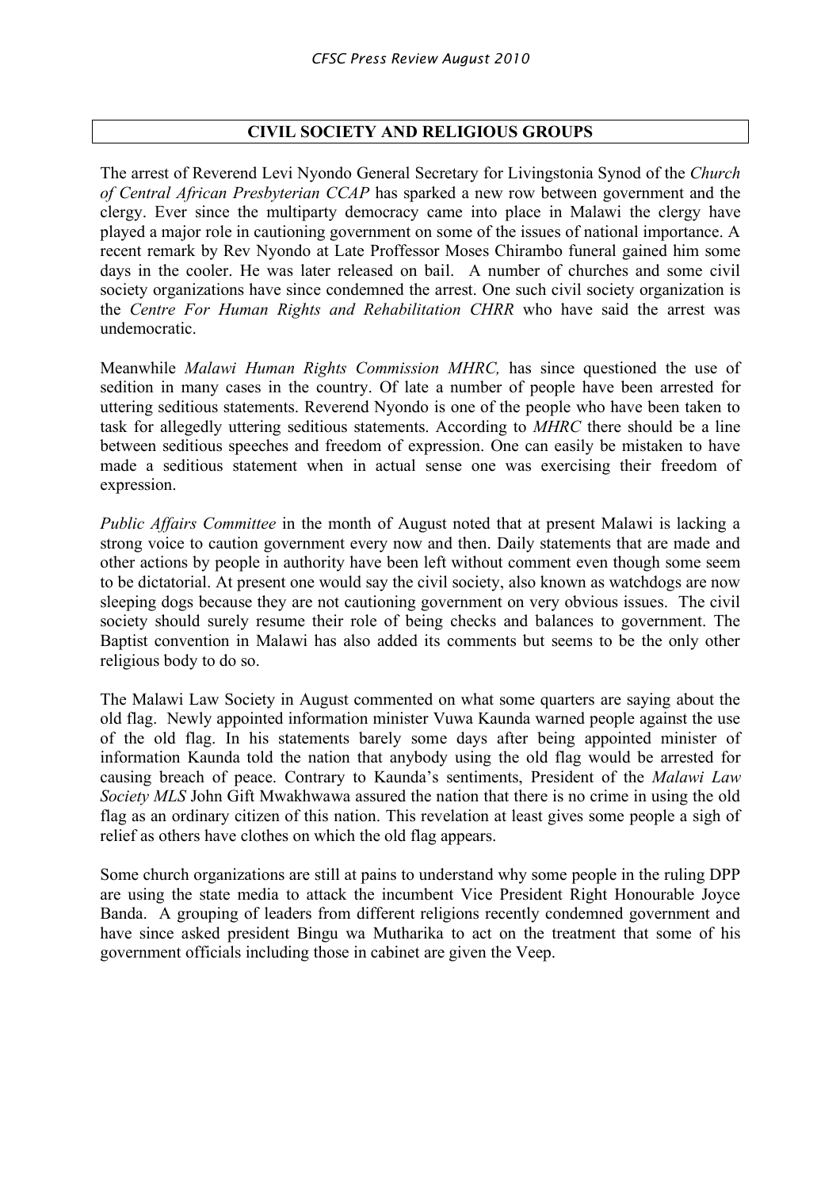## CIVIL SOCIETY AND RELIGIOUS GROUPS

The arrest of Reverend Levi Nyondo General Secretary for Livingstonia Synod of the *Church of Central African Presbyterian CCAP* has sparked a new row between government and the clergy. Ever since the multiparty democracy came into place in Malawi the clergy have played a major role in cautioning government on some of the issues of national importance. A recent remark by Rev Nyondo at Late Proffessor Moses Chirambo funeral gained him some days in the cooler. He was later released on bail. A number of churches and some civil society organizations have since condemned the arrest. One such civil society organization is the *Centre For Human Rights and Rehabilitation CHRR* who have said the arrest was undemocratic.

Meanwhile *Malawi Human Rights Commission MHRC,* has since questioned the use of sedition in many cases in the country. Of late a number of people have been arrested for uttering seditious statements. Reverend Nyondo is one of the people who have been taken to task for allegedly uttering seditious statements. According to *MHRC* there should be a line between seditious speeches and freedom of expression. One can easily be mistaken to have made a seditious statement when in actual sense one was exercising their freedom of expression.

*Public Affairs Committee* in the month of August noted that at present Malawi is lacking a strong voice to caution government every now and then. Daily statements that are made and other actions by people in authority have been left without comment even though some seem to be dictatorial. At present one would say the civil society, also known as watchdogs are now sleeping dogs because they are not cautioning government on very obvious issues. The civil society should surely resume their role of being checks and balances to government. The Baptist convention in Malawi has also added its comments but seems to be the only other religious body to do so.

The Malawi Law Society in August commented on what some quarters are saying about the old flag. Newly appointed information minister Vuwa Kaunda warned people against the use of the old flag. In his statements barely some days after being appointed minister of information Kaunda told the nation that anybody using the old flag would be arrested for causing breach of peace. Contrary to Kaunda's sentiments, President of the *Malawi Law Society MLS* John Gift Mwakhwawa assured the nation that there is no crime in using the old flag as an ordinary citizen of this nation. This revelation at least gives some people a sigh of relief as others have clothes on which the old flag appears.

Some church organizations are still at pains to understand why some people in the ruling DPP are using the state media to attack the incumbent Vice President Right Honourable Joyce Banda. A grouping of leaders from different religions recently condemned government and have since asked president Bingu wa Mutharika to act on the treatment that some of his government officials including those in cabinet are given the Veep.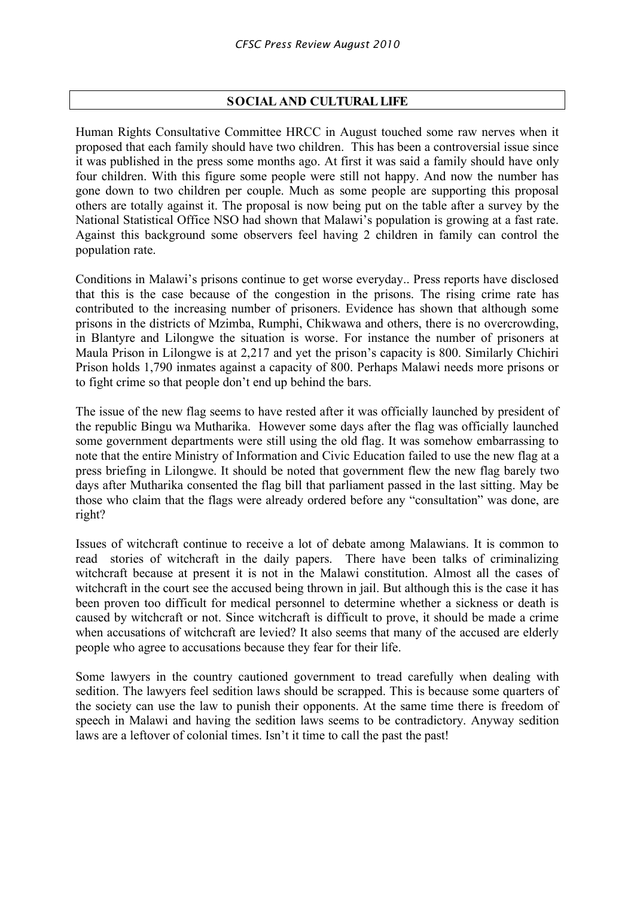## SOCIAL AND CULTURAL LIFE

Human Rights Consultative Committee HRCC in August touched some raw nerves when it proposed that each family should have two children. This has been a controversial issue since it was published in the press some months ago. At first it was said a family should have only four children. With this figure some people were still not happy. And now the number has gone down to two children per couple. Much as some people are supporting this proposal others are totally against it. The proposal is now being put on the table after a survey by the National Statistical Office NSO had shown that Malawi's population is growing at a fast rate. Against this background some observers feel having 2 children in family can control the population rate.

Conditions in Malawi's prisons continue to get worse everyday.. Press reports have disclosed that this is the case because of the congestion in the prisons. The rising crime rate has contributed to the increasing number of prisoners. Evidence has shown that although some prisons in the districts of Mzimba, Rumphi, Chikwawa and others, there is no overcrowding, in Blantyre and Lilongwe the situation is worse. For instance the number of prisoners at Maula Prison in Lilongwe is at 2,217 and yet the prison's capacity is 800. Similarly Chichiri Prison holds 1,790 inmates against a capacity of 800. Perhaps Malawi needs more prisons or to fight crime so that people don't end up behind the bars.

The issue of the new flag seems to have rested after it was officially launched by president of the republic Bingu wa Mutharika. However some days after the flag was officially launched some government departments were still using the old flag. It was somehow embarrassing to note that the entire Ministry of Information and Civic Education failed to use the new flag at a press briefing in Lilongwe. It should be noted that government flew the new flag barely two days after Mutharika consented the flag bill that parliament passed in the last sitting. May be those who claim that the flags were already ordered before any "consultation" was done, are right?

Issues of witchcraft continue to receive a lot of debate among Malawians. It is common to read stories of witchcraft in the daily papers. There have been talks of criminalizing witchcraft because at present it is not in the Malawi constitution. Almost all the cases of witchcraft in the court see the accused being thrown in jail. But although this is the case it has been proven too difficult for medical personnel to determine whether a sickness or death is caused by witchcraft or not. Since witchcraft is difficult to prove, it should be made a crime when accusations of witchcraft are levied? It also seems that many of the accused are elderly people who agree to accusations because they fear for their life.

Some lawyers in the country cautioned government to tread carefully when dealing with sedition. The lawyers feel sedition laws should be scrapped. This is because some quarters of the society can use the law to punish their opponents. At the same time there is freedom of speech in Malawi and having the sedition laws seems to be contradictory. Anyway sedition laws are a leftover of colonial times. Isn't it time to call the past the past!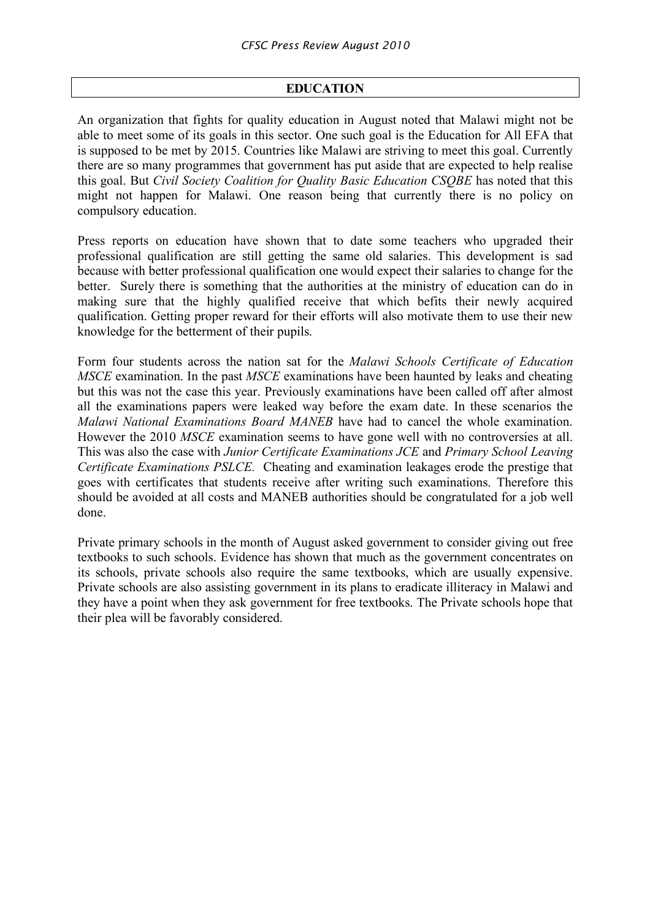## EDUCATION

An organization that fights for quality education in August noted that Malawi might not be able to meet some of its goals in this sector. One such goal is the Education for All EFA that is supposed to be met by 2015. Countries like Malawi are striving to meet this goal. Currently there are so many programmes that government has put aside that are expected to help realise this goal. But *Civil Society Coalition for Quality Basic Education CSQBE* has noted that this might not happen for Malawi. One reason being that currently there is no policy on compulsory education.

Press reports on education have shown that to date some teachers who upgraded their professional qualification are still getting the same old salaries. This development is sad because with better professional qualification one would expect their salaries to change for the better. Surely there is something that the authorities at the ministry of education can do in making sure that the highly qualified receive that which befits their newly acquired qualification. Getting proper reward for their efforts will also motivate them to use their new knowledge for the betterment of their pupils.

Form four students across the nation sat for the *Malawi Schools Certificate of Education MSCE* examination. In the past *MSCE* examinations have been haunted by leaks and cheating but this was not the case this year. Previously examinations have been called off after almost all the examinations papers were leaked way before the exam date. In these scenarios the *Malawi National Examinations Board MANEB* have had to cancel the whole examination. However the 2010 *MSCE* examination seems to have gone well with no controversies at all. This was also the case with *Junior Certificate Examinations JCE* and *Primary School Leaving Certificate Examinations PSLCE.* Cheating and examination leakages erode the prestige that goes with certificates that students receive after writing such examinations. Therefore this should be avoided at all costs and MANEB authorities should be congratulated for a job well done.

Private primary schools in the month of August asked government to consider giving out free textbooks to such schools. Evidence has shown that much as the government concentrates on its schools, private schools also require the same textbooks, which are usually expensive. Private schools are also assisting government in its plans to eradicate illiteracy in Malawi and they have a point when they ask government for free textbooks. The Private schools hope that their plea will be favorably considered.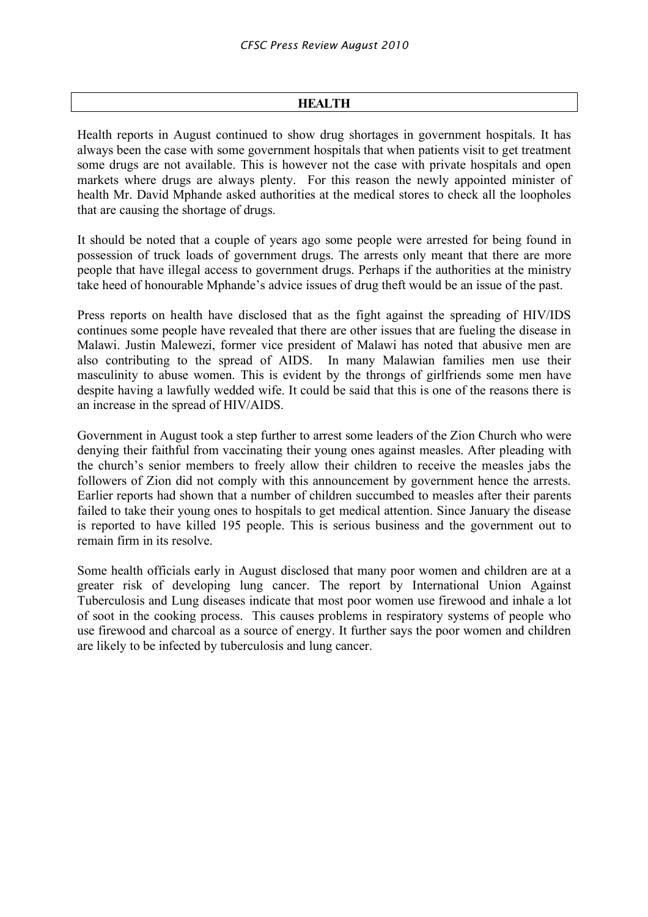## HEALTH

Health reports in August continued to show drug shortages in government hospitals. It has always been the case with some government hospitals that when patients visit to get treatment some drugs are not available. This is however not the case with private hospitals and open markets where drugs are always plenty. For this reason the newly appointed minister of health Mr. David Mphande asked authorities at the medical stores to check all the loopholes that are causing the shortage of drugs.

It should be noted that a couple of years ago some people were arrested for being found in possession of truck loads of government drugs. The arrests only meant that there are more people that have illegal access to government drugs. Perhaps if the authorities at the ministry take heed of honourable Mphande's advice issues of drug theft would be an issue of the past.

Press reports on health have disclosed that as the fight against the spreading of HIV/IDS continues some people have revealed that there are other issues that are fueling the disease in Malawi. Justin Malewezi, former vice president of Malawi has noted that abusive men are also contributing to the spread of AIDS. In many Malawian families men use their masculinity to abuse women. This is evident by the throngs of girlfriends some men have despite having a lawfully wedded wife. It could be said that this is one of the reasons there is an increase in the spread of HIV/AIDS.

Government in August took a step further to arrest some leaders of the Zion Church who were denying their faithful from vaccinating their young ones against measles. After pleading with the church's senior members to freely allow their children to receive the measles jabs the followers of Zion did not comply with this announcement by government hence the arrests. Earlier reports had shown that a number of children succumbed to measles after their parents failed to take their young ones to hospitals to get medical attention. Since January the disease is reported to have killed 195 people. This is serious business and the government out to remain firm in its resolve.

Some health officials early in August disclosed that many poor women and children are at a greater risk of developing lung cancer. The report by International Union Against Tuberculosis and Lung diseases indicate that most poor women use firewood and inhale a lot of soot in the cooking process. This causes problems in respiratory systems of people who use firewood and charcoal as a source of energy. It further says the poor women and children are likely to be infected by tuberculosis and lung cancer.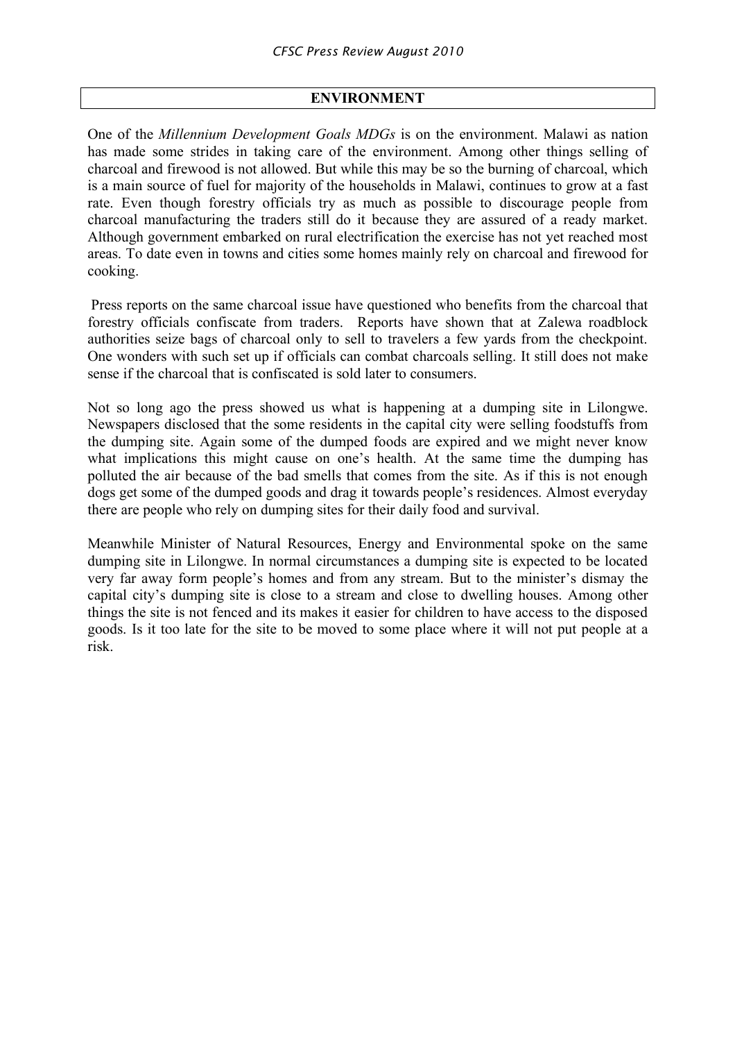## ENVIRONMENT

One of the *Millennium Development Goals MDGs* is on the environment. Malawi as nation has made some strides in taking care of the environment. Among other things selling of charcoal and firewood is not allowed. But while this may be so the burning of charcoal, which is a main source of fuel for majority of the households in Malawi, continues to grow at a fast rate. Even though forestry officials try as much as possible to discourage people from charcoal manufacturing the traders still do it because they are assured of a ready market. Although government embarked on rural electrification the exercise has not yet reached most areas. To date even in towns and cities some homes mainly rely on charcoal and firewood for cooking.

Press reports on the same charcoal issue have questioned who benefits from the charcoal that forestry officials confiscate from traders. Reports have shown that at Zalewa roadblock authorities seize bags of charcoal only to sell to travelers a few yards from the checkpoint. One wonders with such set up if officials can combat charcoals selling. It still does not make sense if the charcoal that is confiscated is sold later to consumers.

Not so long ago the press showed us what is happening at a dumping site in Lilongwe. Newspapers disclosed that the some residents in the capital city were selling foodstuffs from the dumping site. Again some of the dumped foods are expired and we might never know what implications this might cause on one's health. At the same time the dumping has polluted the air because of the bad smells that comes from the site. As if this is not enough dogs get some of the dumped goods and drag it towards people's residences. Almost everyday there are people who rely on dumping sites for their daily food and survival.

Meanwhile Minister of Natural Resources, Energy and Environmental spoke on the same dumping site in Lilongwe. In normal circumstances a dumping site is expected to be located very far away form people's homes and from any stream. But to the minister's dismay the capital city's dumping site is close to a stream and close to dwelling houses. Among other things the site is not fenced and its makes it easier for children to have access to the disposed goods. Is it too late for the site to be moved to some place where it will not put people at a risk.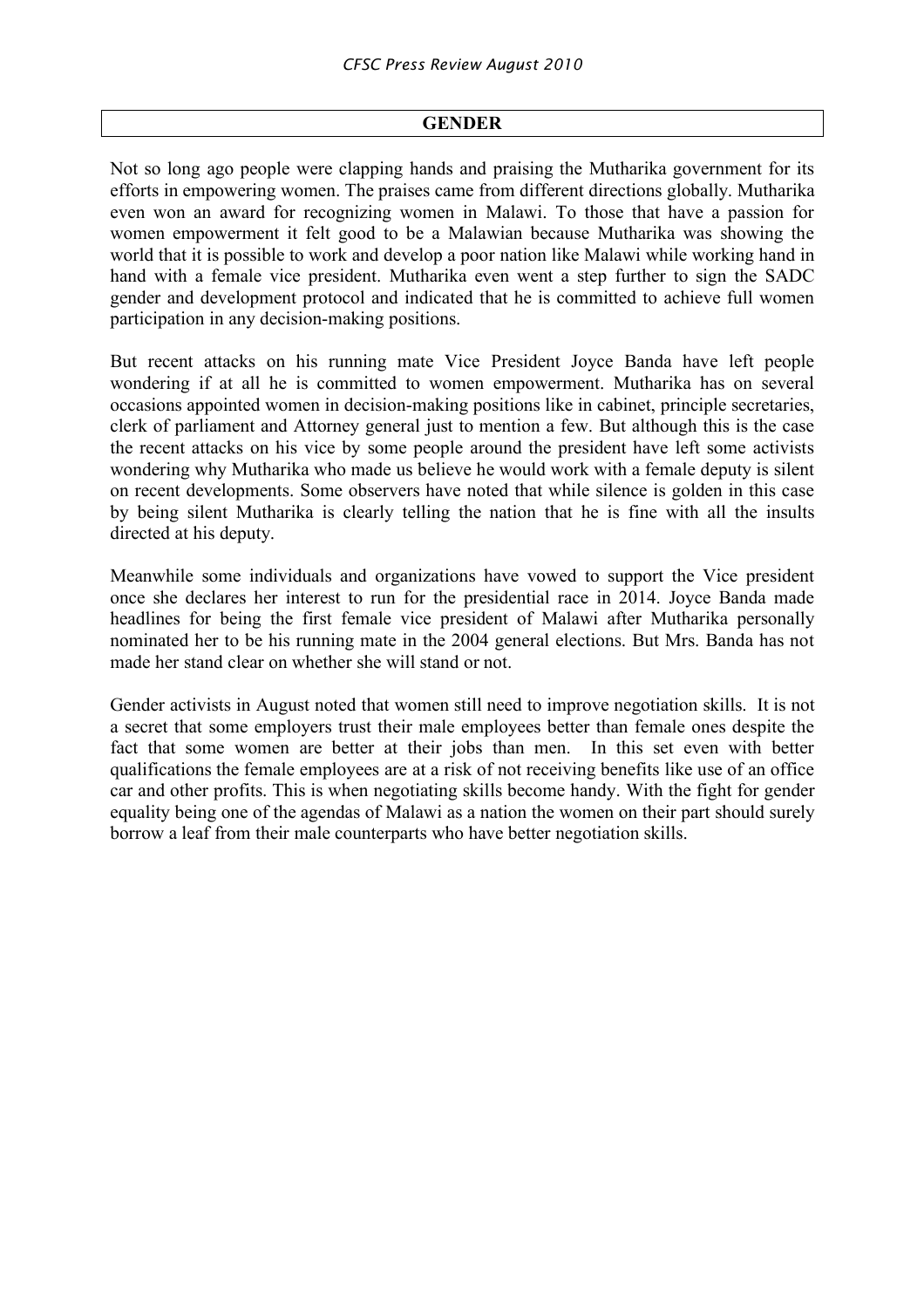## GENDER

Not so long ago people were clapping hands and praising the Mutharika government for its efforts in empowering women. The praises came from different directions globally. Mutharika even won an award for recognizing women in Malawi. To those that have a passion for women empowerment it felt good to be a Malawian because Mutharika was showing the world that it is possible to work and develop a poor nation like Malawi while working hand in hand with a female vice president. Mutharika even went a step further to sign the SADC gender and development protocol and indicated that he is committed to achieve full women participation in any decision-making positions.

But recent attacks on his running mate Vice President Joyce Banda have left people wondering if at all he is committed to women empowerment. Mutharika has on several occasions appointed women in decision-making positions like in cabinet, principle secretaries, clerk of parliament and Attorney general just to mention a few. But although this is the case the recent attacks on his vice by some people around the president have left some activists wondering why Mutharika who made us believe he would work with a female deputy is silent on recent developments. Some observers have noted that while silence is golden in this case by being silent Mutharika is clearly telling the nation that he is fine with all the insults directed at his deputy.

Meanwhile some individuals and organizations have vowed to support the Vice president once she declares her interest to run for the presidential race in 2014. Joyce Banda made headlines for being the first female vice president of Malawi after Mutharika personally nominated her to be his running mate in the 2004 general elections. But Mrs. Banda has not made her stand clear on whether she will stand or not.

Gender activists in August noted that women still need to improve negotiation skills. It is not a secret that some employers trust their male employees better than female ones despite the fact that some women are better at their jobs than men. In this set even with better qualifications the female employees are at a risk of not receiving benefits like use of an office car and other profits. This is when negotiating skills become handy. With the fight for gender equality being one of the agendas of Malawi as a nation the women on their part should surely borrow a leaf from their male counterparts who have better negotiation skills.